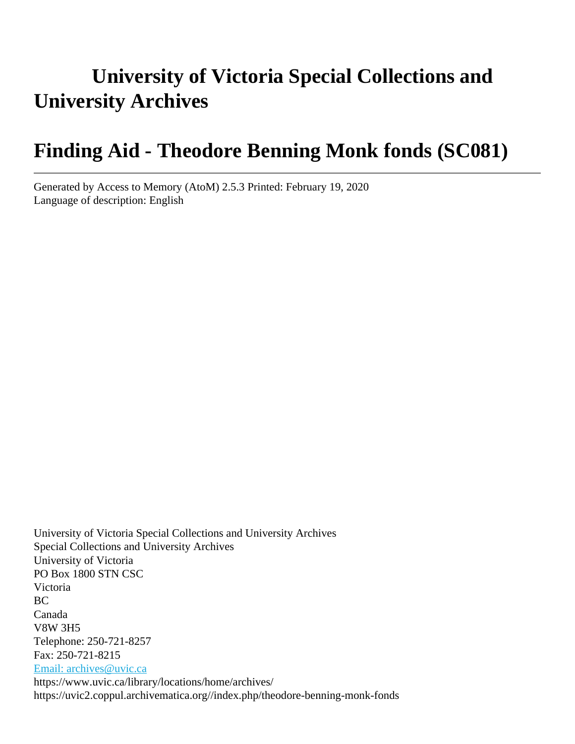# University of Victoria Special Collections and University Archives

# Finding Aid - Theodore Benning Monk fonds (SC081)

---

Generated by Access to Memory (AtoM) 2.5.3 Printed: February 19, 2020
Language of description: English

University of Victoria Special Collections and University Archives
Special Collections and University Archives
University of Victoria
PO Box 1800 STN CSC
Victoria
BC
Canada
V8W 3H5
Telephone: 250-721-8257
Fax: 250-721-8215
Email: archives@uvic.ca
https://www.uvic.ca/library/locations/home/archives/
https://uvic2.coppul.archivematica.org//index.php/theodore-benning-monk-fonds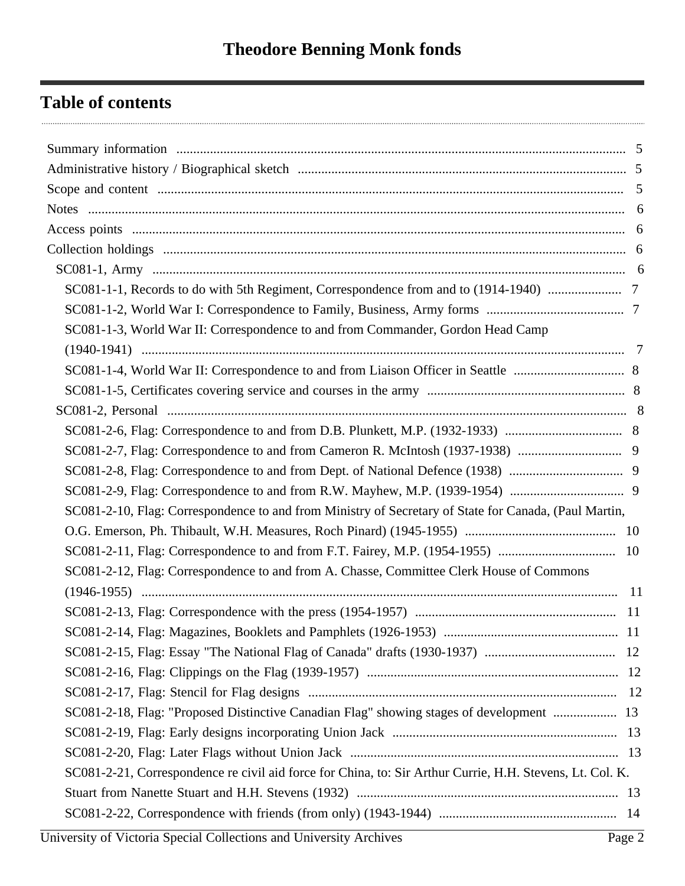# Theodore Benning Monk fonds

## Table of contents

- Summary information ... 5
- Administrative history / Biographical sketch ... 5
- Scope and content ... 5
- Notes ... 6
- Access points ... 6
- Collection holdings ... 6
  - SC081-1, Army ... 6
    - SC081-1-1, Records to do with 5th Regiment, Correspondence from and to (1914-1940) ... 7
    - SC081-1-2, World War I: Correspondence to Family, Business, Army forms ... 7
    - SC081-1-3, World War II: Correspondence to and from Commander, Gordon Head Camp (1940-1941) ... 7
    - SC081-1-4, World War II: Correspondence to and from Liaison Officer in Seattle ... 8
    - SC081-1-5, Certificates covering service and courses in the army ... 8
  - SC081-2, Personal ... 8
    - SC081-2-6, Flag: Correspondence to and from D.B. Plunkett, M.P. (1932-1933) ... 8
    - SC081-2-7, Flag: Correspondence to and from Cameron R. McIntosh (1937-1938) ... 9
    - SC081-2-8, Flag: Correspondence to and from Dept. of National Defence (1938) ... 9
    - SC081-2-9, Flag: Correspondence to and from R.W. Mayhew, M.P. (1939-1954) ... 9
    - SC081-2-10, Flag: Correspondence to and from Ministry of Secretary of State for Canada, (Paul Martin, O.G. Emerson, Ph. Thibault, W.H. Measures, Roch Pinard) (1945-1955) ... 10
    - SC081-2-11, Flag: Correspondence to and from F.T. Fairey, M.P. (1954-1955) ... 10
    - SC081-2-12, Flag: Correspondence to and from A. Chasse, Committee Clerk House of Commons (1946-1955) ... 11
    - SC081-2-13, Flag: Correspondence with the press (1954-1957) ... 11
    - SC081-2-14, Flag: Magazines, Booklets and Pamphlets (1926-1953) ... 11
    - SC081-2-15, Flag: Essay "The National Flag of Canada" drafts (1930-1937) ... 12
    - SC081-2-16, Flag: Clippings on the Flag (1939-1957) ... 12
    - SC081-2-17, Flag: Stencil for Flag designs ... 12
    - SC081-2-18, Flag: "Proposed Distinctive Canadian Flag" showing stages of development ... 13
    - SC081-2-19, Flag: Early designs incorporating Union Jack ... 13
    - SC081-2-20, Flag: Later Flags without Union Jack ... 13
    - SC081-2-21, Correspondence re civil aid force for China, to: Sir Arthur Currie, H.H. Stevens, Lt. Col. K. Stuart from Nanette Stuart and H.H. Stevens (1932) ... 13
    - SC081-2-22, Correspondence with friends (from only) (1943-1944) ... 14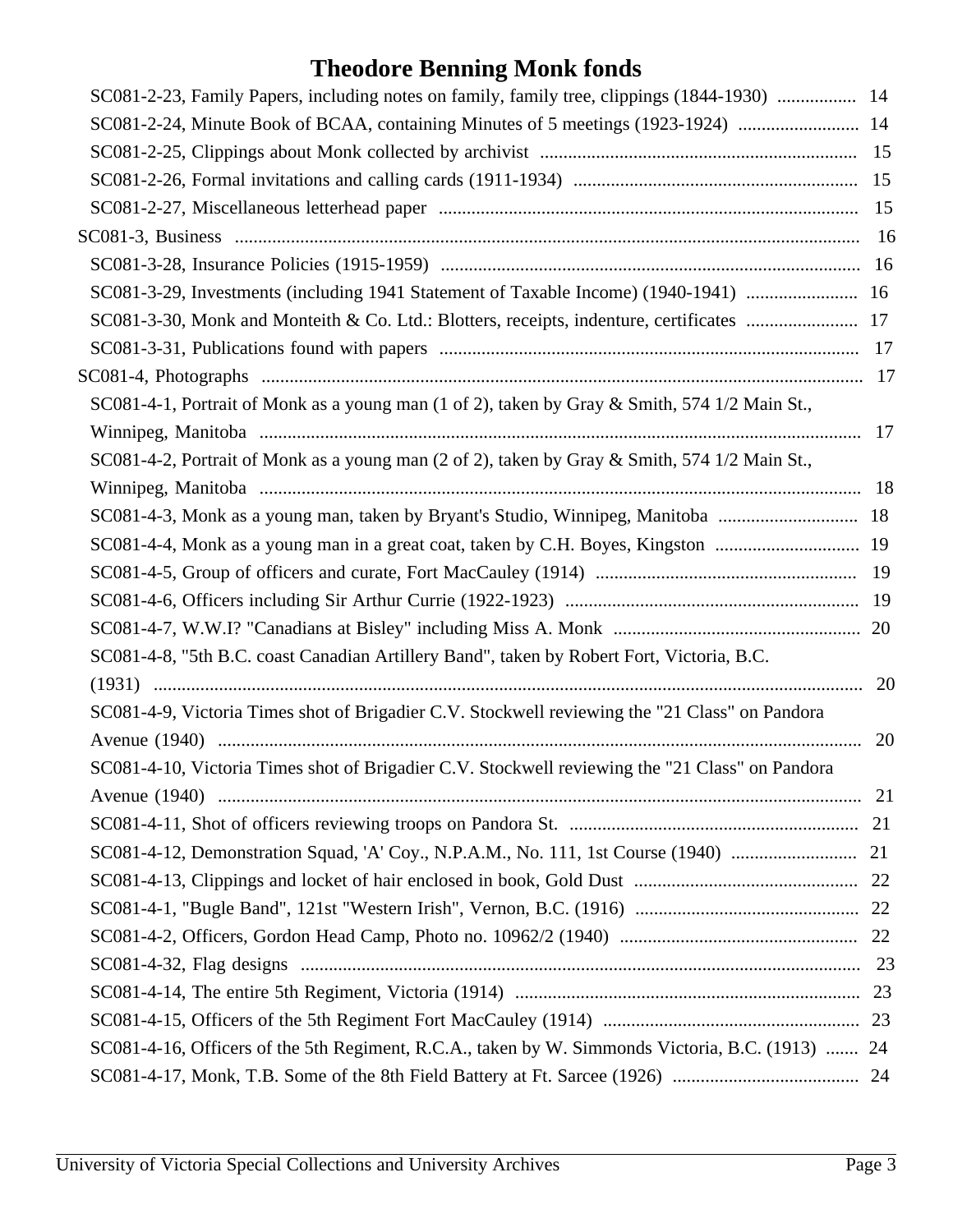# Theodore Benning Monk fonds

- SC081-2-23, Family Papers, including notes on family, family tree, clippings (1844-1930) ................. 14
- SC081-2-24, Minute Book of BCAA, containing Minutes of 5 meetings (1923-1924) .......................... 14
- SC081-2-25, Clippings about Monk collected by archivist .................................................................... 15
- SC081-2-26, Formal invitations and calling cards (1911-1934) ............................................................. 15
- SC081-2-27, Miscellaneous letterhead paper .......................................................................................... 15

SC081-3, Business ....................................................................................................................................... 16

- SC081-3-28, Insurance Policies (1915-1959) ......................................................................................... 16
- SC081-3-29, Investments (including 1941 Statement of Taxable Income) (1940-1941) ........................ 16
- SC081-3-30, Monk and Monteith & Co. Ltd.: Blotters, receipts, indenture, certificates ........................ 17
- SC081-3-31, Publications found with papers .......................................................................................... 17

SC081-4, Photographs ................................................................................................................................. 17

- SC081-4-1, Portrait of Monk as a young man (1 of 2), taken by Gray & Smith, 574 1/2 Main St., Winnipeg, Manitoba .................................................................................................................................. 17
- SC081-4-2, Portrait of Monk as a young man (2 of 2), taken by Gray & Smith, 574 1/2 Main St., Winnipeg, Manitoba .................................................................................................................................. 18
- SC081-4-3, Monk as a young man, taken by Bryant's Studio, Winnipeg, Manitoba .............................. 18
- SC081-4-4, Monk as a young man in a great coat, taken by C.H. Boyes, Kingston ............................... 19
- SC081-4-5, Group of officers and curate, Fort MacCauley (1914) ........................................................ 19
- SC081-4-6, Officers including Sir Arthur Currie (1922-1923) ............................................................... 19
- SC081-4-7, W.W.I? "Canadians at Bisley" including Miss A. Monk ..................................................... 20
- SC081-4-8, "5th B.C. coast Canadian Artillery Band", taken by Robert Fort, Victoria, B.C. (1931) ......................................................................................................................................................... 20
- SC081-4-9, Victoria Times shot of Brigadier C.V. Stockwell reviewing the "21 Class" on Pandora Avenue (1940) .......................................................................................................................................... 20
- SC081-4-10, Victoria Times shot of Brigadier C.V. Stockwell reviewing the "21 Class" on Pandora Avenue (1940) .......................................................................................................................................... 21
- SC081-4-11, Shot of officers reviewing troops on Pandora St. .............................................................. 21
- SC081-4-12, Demonstration Squad, 'A' Coy., N.P.A.M., No. 111, 1st Course (1940) ........................... 21
- SC081-4-13, Clippings and locket of hair enclosed in book, Gold Dust ................................................ 22
- SC081-4-1, "Bugle Band", 121st "Western Irish", Vernon, B.C. (1916) ................................................ 22
- SC081-4-2, Officers, Gordon Head Camp, Photo no. 10962/2 (1940) ................................................... 22
- SC081-4-32, Flag designs ........................................................................................................................ 23
- SC081-4-14, The entire 5th Regiment, Victoria (1914) .......................................................................... 23
- SC081-4-15, Officers of the 5th Regiment Fort MacCauley (1914) ....................................................... 23
- SC081-4-16, Officers of the 5th Regiment, R.C.A., taken by W. Simmonds Victoria, B.C. (1913) ....... 24
- SC081-4-17, Monk, T.B. Some of the 8th Field Battery at Ft. Sarcee (1926) ........................................ 24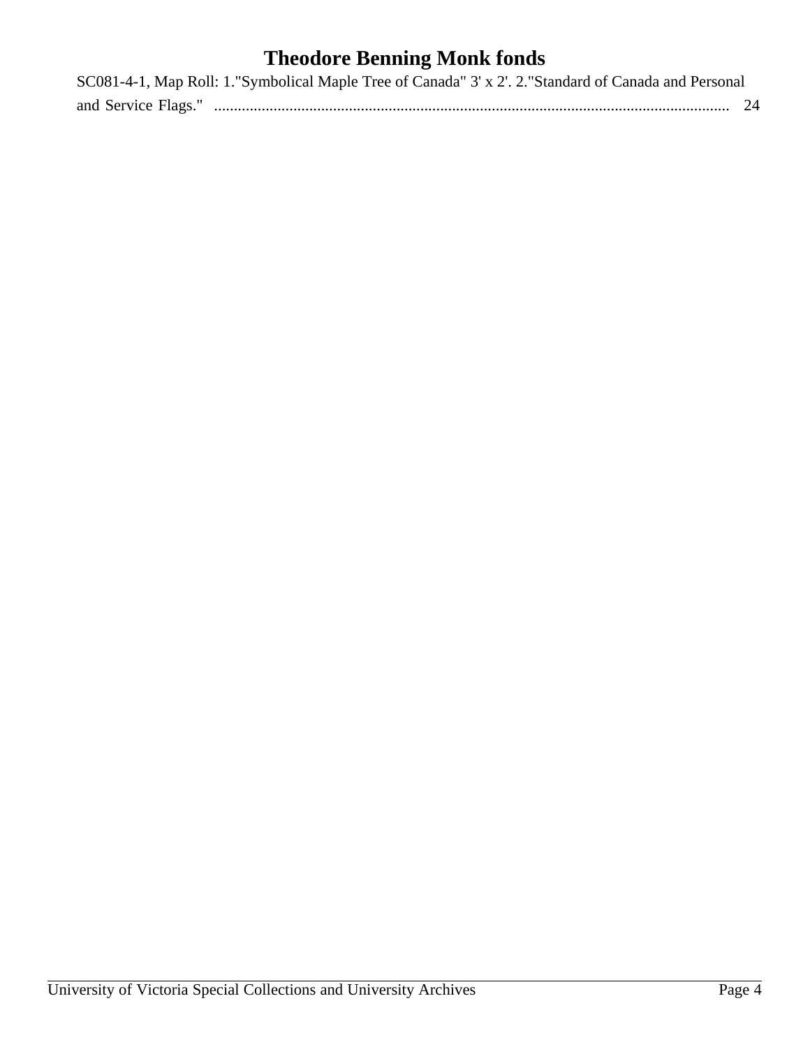# Theodore Benning Monk fonds

SC081-4-1, Map Roll: 1."Symbolical Maple Tree of Canada" 3' x 2'. 2."Standard of Canada and Personal and Service Flags." ................................................................................................................................ 24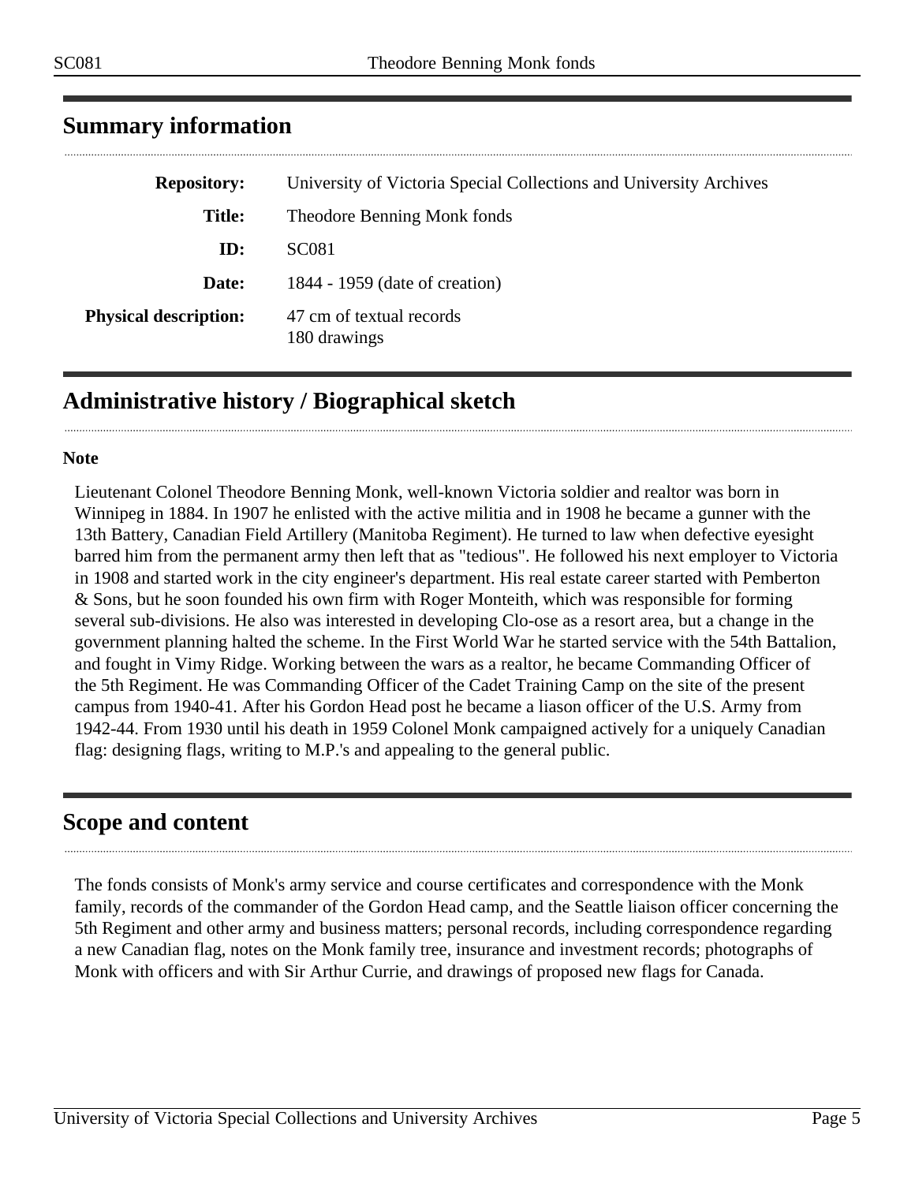## Summary information

| | |
|---|---|
| **Repository:** | University of Victoria Special Collections and University Archives |
| **Title:** | Theodore Benning Monk fonds |
| **ID:** | SC081 |
| **Date:** | 1844 - 1959 (date of creation) |
| **Physical description:** | 47 cm of textual records<br>180 drawings |

## Administrative history / Biographical sketch

**Note**

Lieutenant Colonel Theodore Benning Monk, well-known Victoria soldier and realtor was born in Winnipeg in 1884. In 1907 he enlisted with the active militia and in 1908 he became a gunner with the 13th Battery, Canadian Field Artillery (Manitoba Regiment). He turned to law when defective eyesight barred him from the permanent army then left that as "tedious". He followed his next employer to Victoria in 1908 and started work in the city engineer's department. His real estate career started with Pemberton & Sons, but he soon founded his own firm with Roger Monteith, which was responsible for forming several sub-divisions. He also was interested in developing Clo-ose as a resort area, but a change in the government planning halted the scheme. In the First World War he started service with the 54th Battalion, and fought in Vimy Ridge. Working between the wars as a realtor, he became Commanding Officer of the 5th Regiment. He was Commanding Officer of the Cadet Training Camp on the site of the present campus from 1940-41. After his Gordon Head post he became a liason officer of the U.S. Army from 1942-44. From 1930 until his death in 1959 Colonel Monk campaigned actively for a uniquely Canadian flag: designing flags, writing to M.P.'s and appealing to the general public.

## Scope and content

The fonds consists of Monk's army service and course certificates and correspondence with the Monk family, records of the commander of the Gordon Head camp, and the Seattle liaison officer concerning the 5th Regiment and other army and business matters; personal records, including correspondence regarding a new Canadian flag, notes on the Monk family tree, insurance and investment records; photographs of Monk with officers and with Sir Arthur Currie, and drawings of proposed new flags for Canada.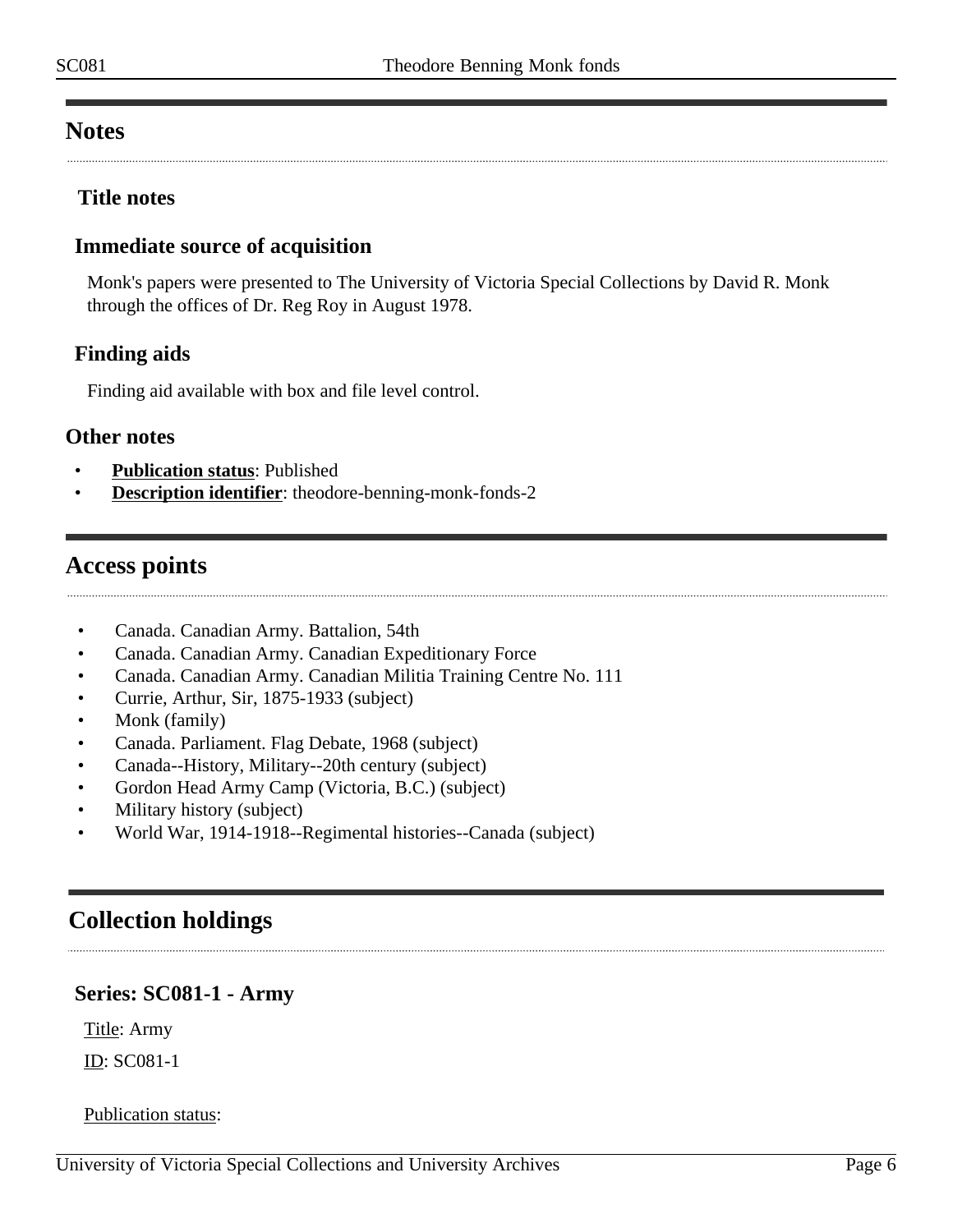## Notes

### Title notes

### Immediate source of acquisition

Monk's papers were presented to The University of Victoria Special Collections by David R. Monk through the offices of Dr. Reg Roy in August 1978.

### Finding aids

Finding aid available with box and file level control.

### Other notes

- **Publication status**: Published
- **Description identifier**: theodore-benning-monk-fonds-2

## Access points

- Canada. Canadian Army. Battalion, 54th
- Canada. Canadian Army. Canadian Expeditionary Force
- Canada. Canadian Army. Canadian Militia Training Centre No. 111
- Currie, Arthur, Sir, 1875-1933 (subject)
- Monk (family)
- Canada. Parliament. Flag Debate, 1968 (subject)
- Canada--History, Military--20th century (subject)
- Gordon Head Army Camp (Victoria, B.C.) (subject)
- Military history (subject)
- World War, 1914-1918--Regimental histories--Canada (subject)

## Collection holdings

### Series: SC081-1 - Army

Title: Army

ID: SC081-1

Publication status: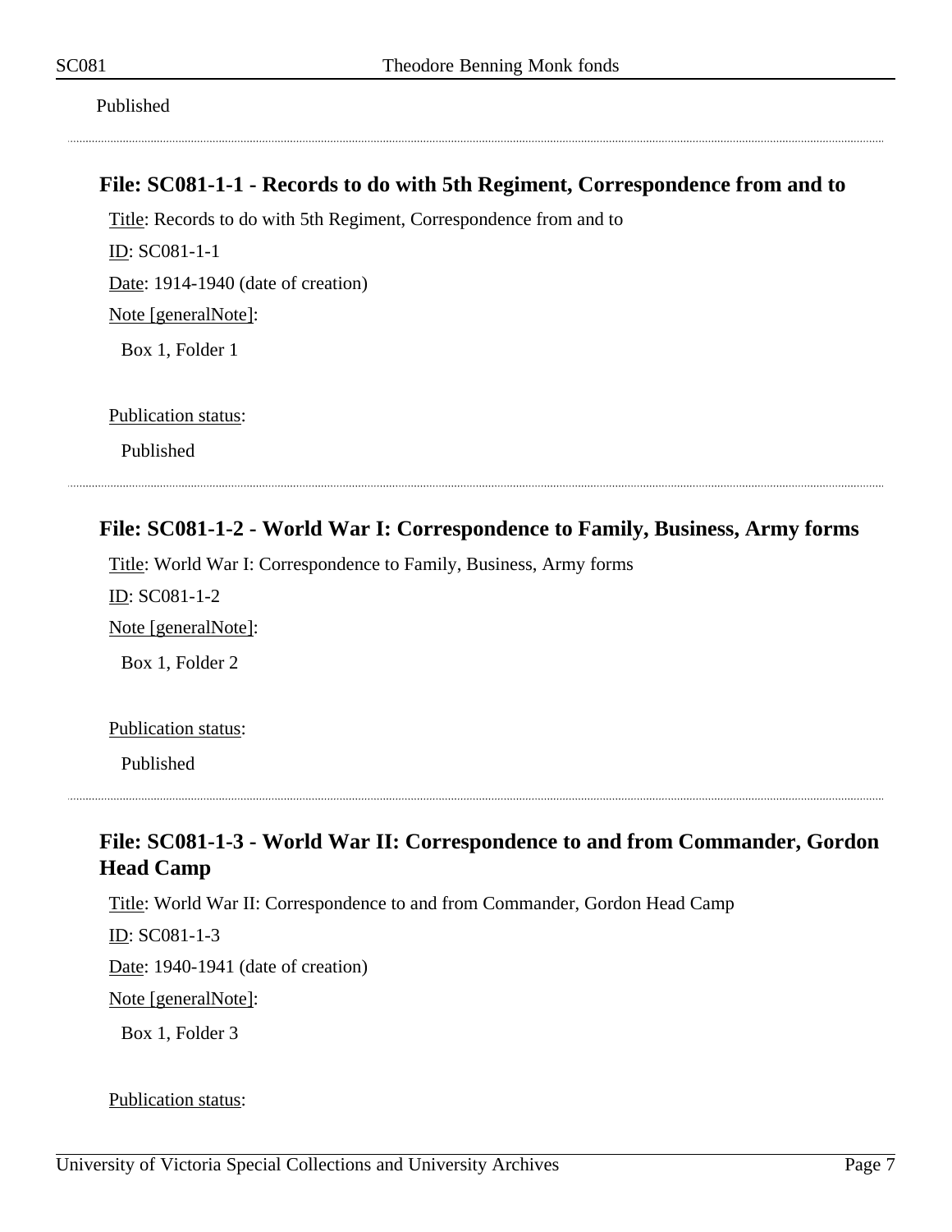Published

---

### File: SC081-1-1 - Records to do with 5th Regiment, Correspondence from and to

Title: Records to do with 5th Regiment, Correspondence from and to

ID: SC081-1-1

Date: 1914-1940 (date of creation)

Note [generalNote]:

Box 1, Folder 1

Publication status:

Published

---

### File: SC081-1-2 - World War I: Correspondence to Family, Business, Army forms

Title: World War I: Correspondence to Family, Business, Army forms

ID: SC081-1-2

Note [generalNote]:

Box 1, Folder 2

Publication status:

Published

---

### File: SC081-1-3 - World War II: Correspondence to and from Commander, Gordon Head Camp

Title: World War II: Correspondence to and from Commander, Gordon Head Camp

ID: SC081-1-3

Date: 1940-1941 (date of creation)

Note [generalNote]:

Box 1, Folder 3

Publication status: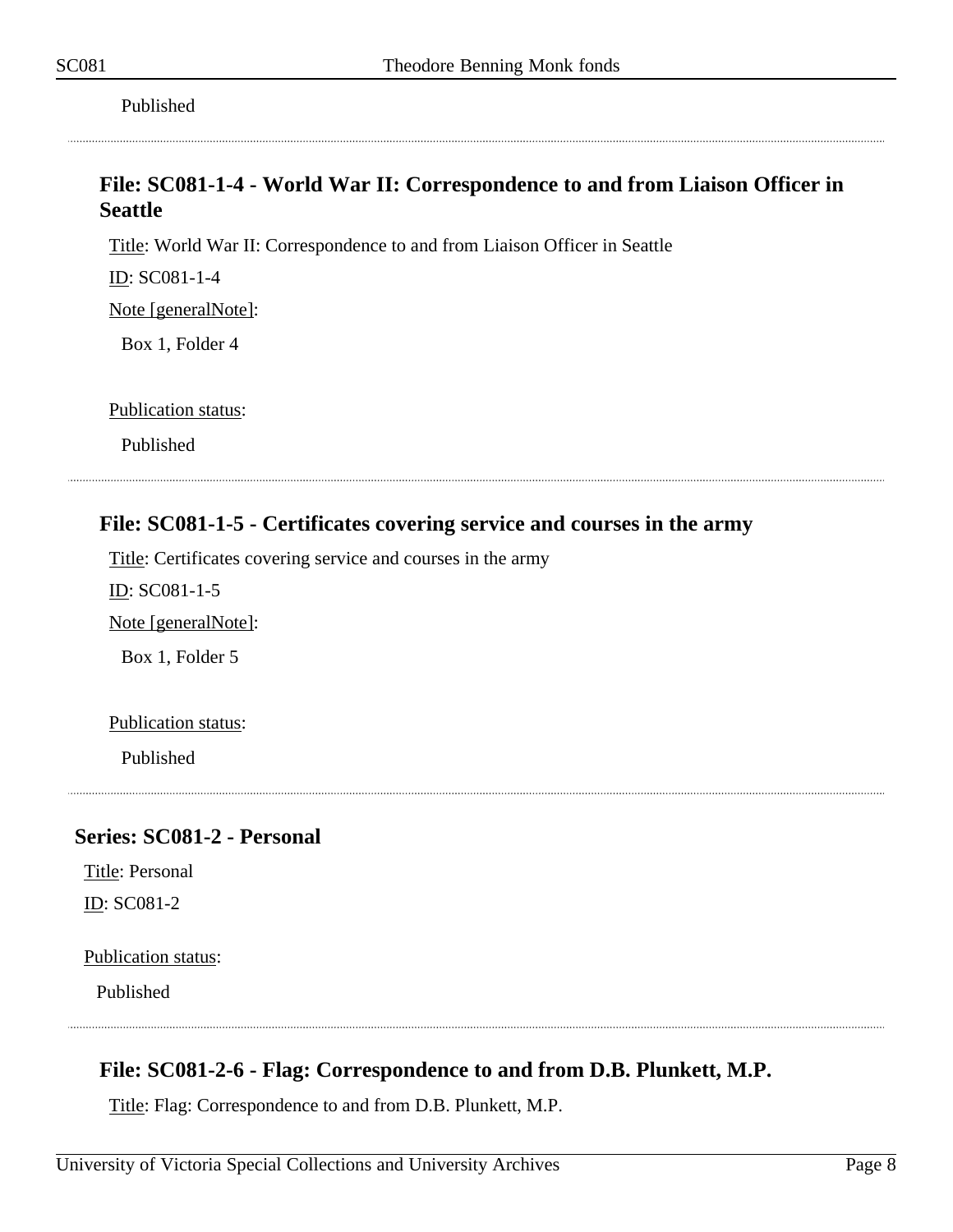Published

---

### File: SC081-1-4 - World War II: Correspondence to and from Liaison Officer in Seattle

Title: World War II: Correspondence to and from Liaison Officer in Seattle

ID: SC081-1-4

Note [generalNote]:

Box 1, Folder 4

Publication status:

Published

---

### File: SC081-1-5 - Certificates covering service and courses in the army

Title: Certificates covering service and courses in the army

ID: SC081-1-5

Note [generalNote]:

Box 1, Folder 5

Publication status:

Published

---

## Series: SC081-2 - Personal

Title: Personal

ID: SC081-2

Publication status:

Published

---

### File: SC081-2-6 - Flag: Correspondence to and from D.B. Plunkett, M.P.

Title: Flag: Correspondence to and from D.B. Plunkett, M.P.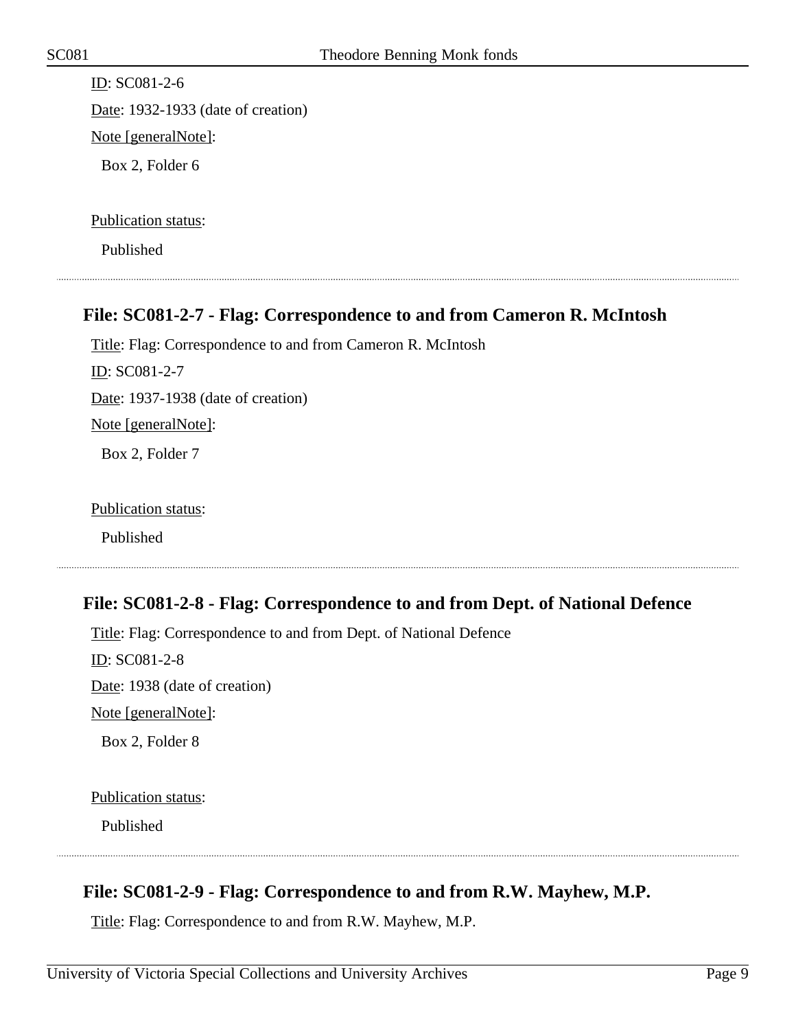ID: SC081-2-6

Date: 1932-1933 (date of creation)

Note [generalNote]:

Box 2, Folder 6

Publication status:

Published

---

### File: SC081-2-7 - Flag: Correspondence to and from Cameron R. McIntosh

Title: Flag: Correspondence to and from Cameron R. McIntosh

ID: SC081-2-7

Date: 1937-1938 (date of creation)

Note [generalNote]:

Box 2, Folder 7

Publication status:

Published

---

### File: SC081-2-8 - Flag: Correspondence to and from Dept. of National Defence

Title: Flag: Correspondence to and from Dept. of National Defence

ID: SC081-2-8

Date: 1938 (date of creation)

Note [generalNote]:

Box 2, Folder 8

Publication status:

Published

---

### File: SC081-2-9 - Flag: Correspondence to and from R.W. Mayhew, M.P.

Title: Flag: Correspondence to and from R.W. Mayhew, M.P.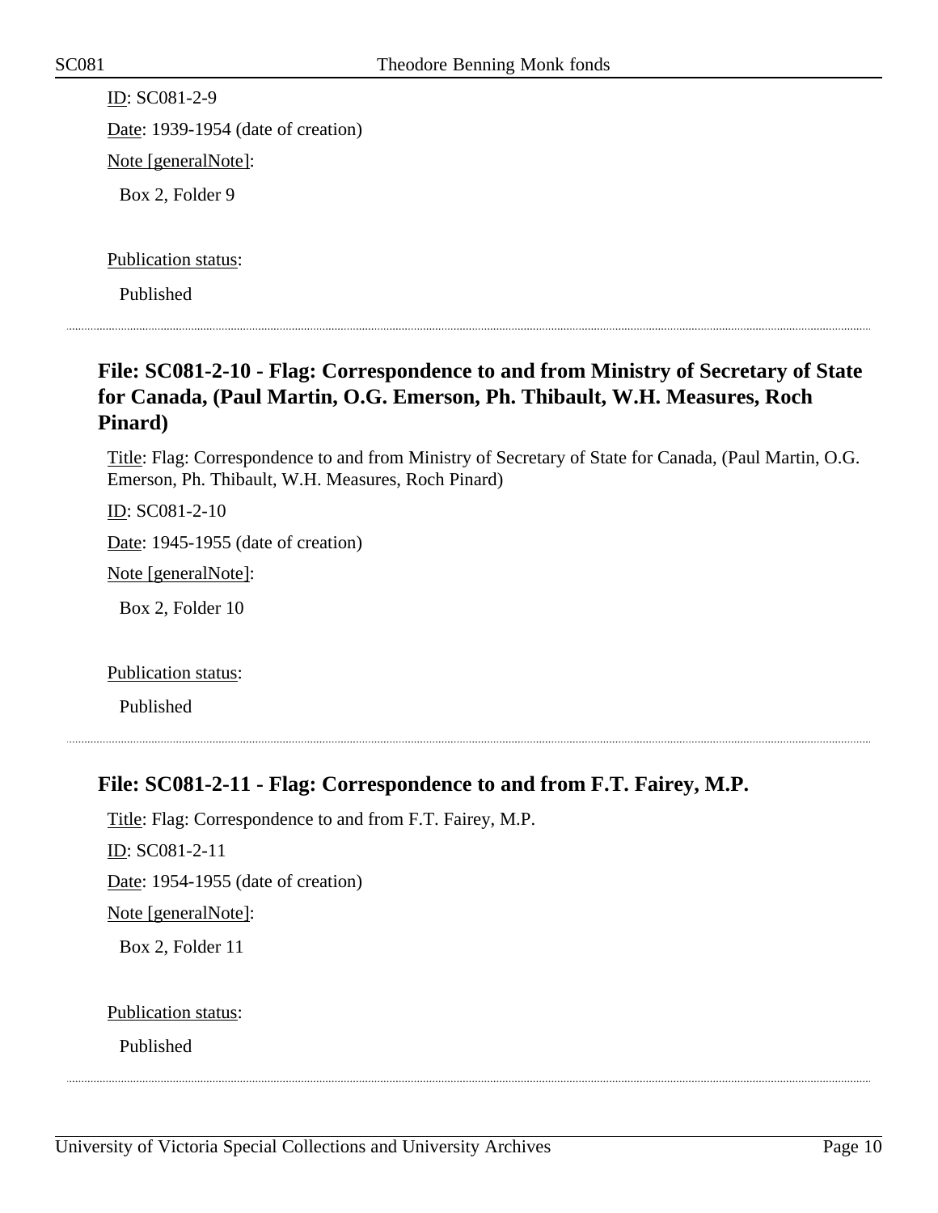ID: SC081-2-9

Date: 1939-1954 (date of creation)

Note [generalNote]:

Box 2, Folder 9

Publication status:

Published

---

## File: SC081-2-10 - Flag: Correspondence to and from Ministry of Secretary of State for Canada, (Paul Martin, O.G. Emerson, Ph. Thibault, W.H. Measures, Roch Pinard)

Title: Flag: Correspondence to and from Ministry of Secretary of State for Canada, (Paul Martin, O.G. Emerson, Ph. Thibault, W.H. Measures, Roch Pinard)

ID: SC081-2-10

Date: 1945-1955 (date of creation)

Note [generalNote]:

Box 2, Folder 10

Publication status:

Published

---

## File: SC081-2-11 - Flag: Correspondence to and from F.T. Fairey, M.P.

Title: Flag: Correspondence to and from F.T. Fairey, M.P.

ID: SC081-2-11

Date: 1954-1955 (date of creation)

Note [generalNote]:

Box 2, Folder 11

Publication status:

Published

---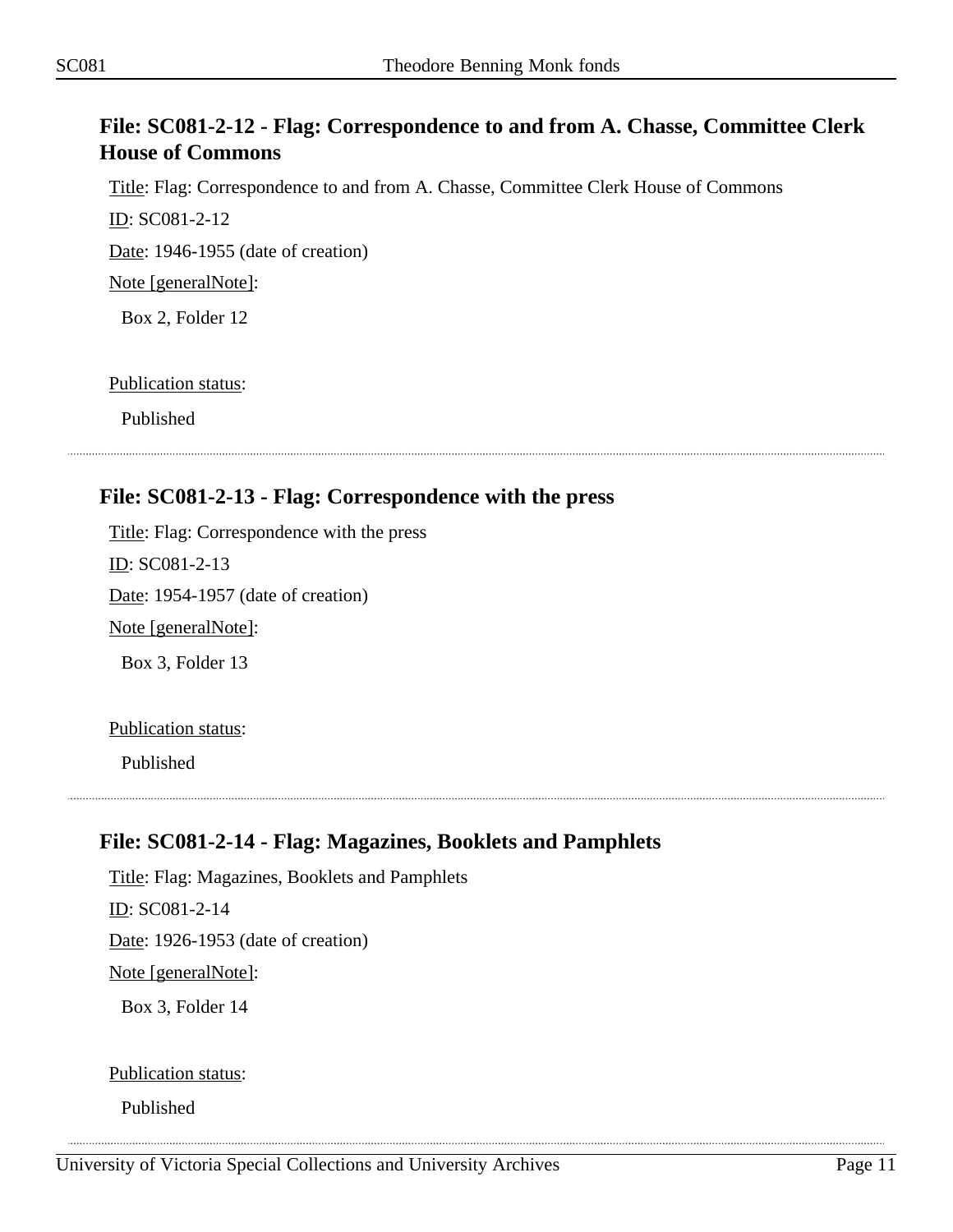## File: SC081-2-12 - Flag: Correspondence to and from A. Chasse, Committee Clerk House of Commons

Title: Flag: Correspondence to and from A. Chasse, Committee Clerk House of Commons

ID: SC081-2-12

Date: 1946-1955 (date of creation)

Note [generalNote]:

Box 2, Folder 12

Publication status:

Published

---

## File: SC081-2-13 - Flag: Correspondence with the press

Title: Flag: Correspondence with the press

ID: SC081-2-13

Date: 1954-1957 (date of creation)

Note [generalNote]:

Box 3, Folder 13

Publication status:

Published

---

## File: SC081-2-14 - Flag: Magazines, Booklets and Pamphlets

Title: Flag: Magazines, Booklets and Pamphlets

ID: SC081-2-14

Date: 1926-1953 (date of creation)

Note [generalNote]:

Box 3, Folder 14

Publication status:

Published

---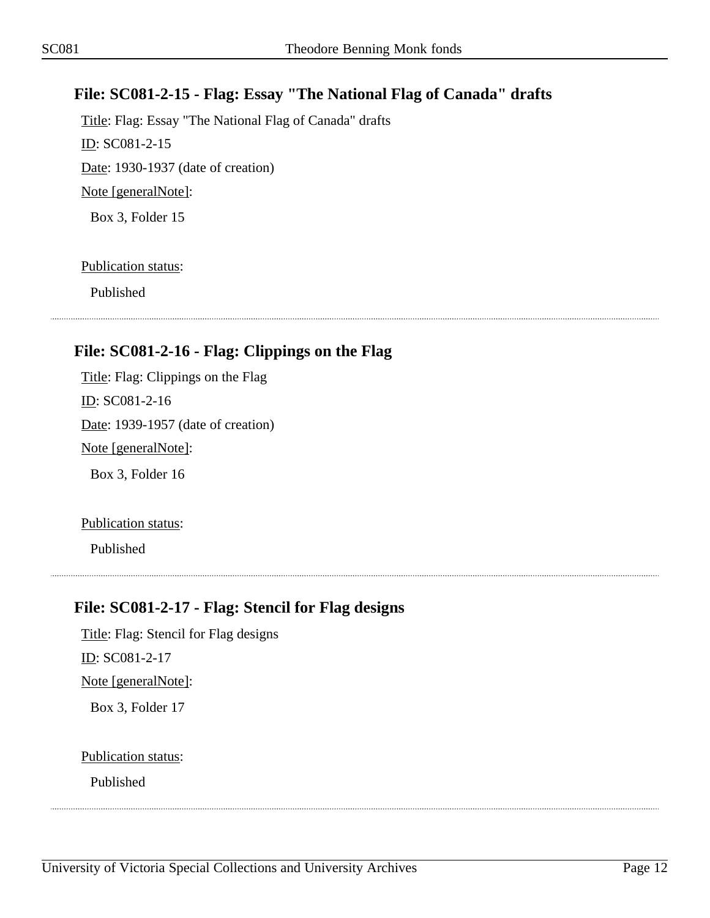### File: SC081-2-15 - Flag: Essay "The National Flag of Canada" drafts

Title: Flag: Essay "The National Flag of Canada" drafts

ID: SC081-2-15

Date: 1930-1937 (date of creation)

Note [generalNote]:

Box 3, Folder 15

Publication status:

Published

### File: SC081-2-16 - Flag: Clippings on the Flag

Title: Flag: Clippings on the Flag

ID: SC081-2-16

Date: 1939-1957 (date of creation)

Note [generalNote]:

Box 3, Folder 16

Publication status:

Published

### File: SC081-2-17 - Flag: Stencil for Flag designs

Title: Flag: Stencil for Flag designs

ID: SC081-2-17

Note [generalNote]:

Box 3, Folder 17

Publication status:

Published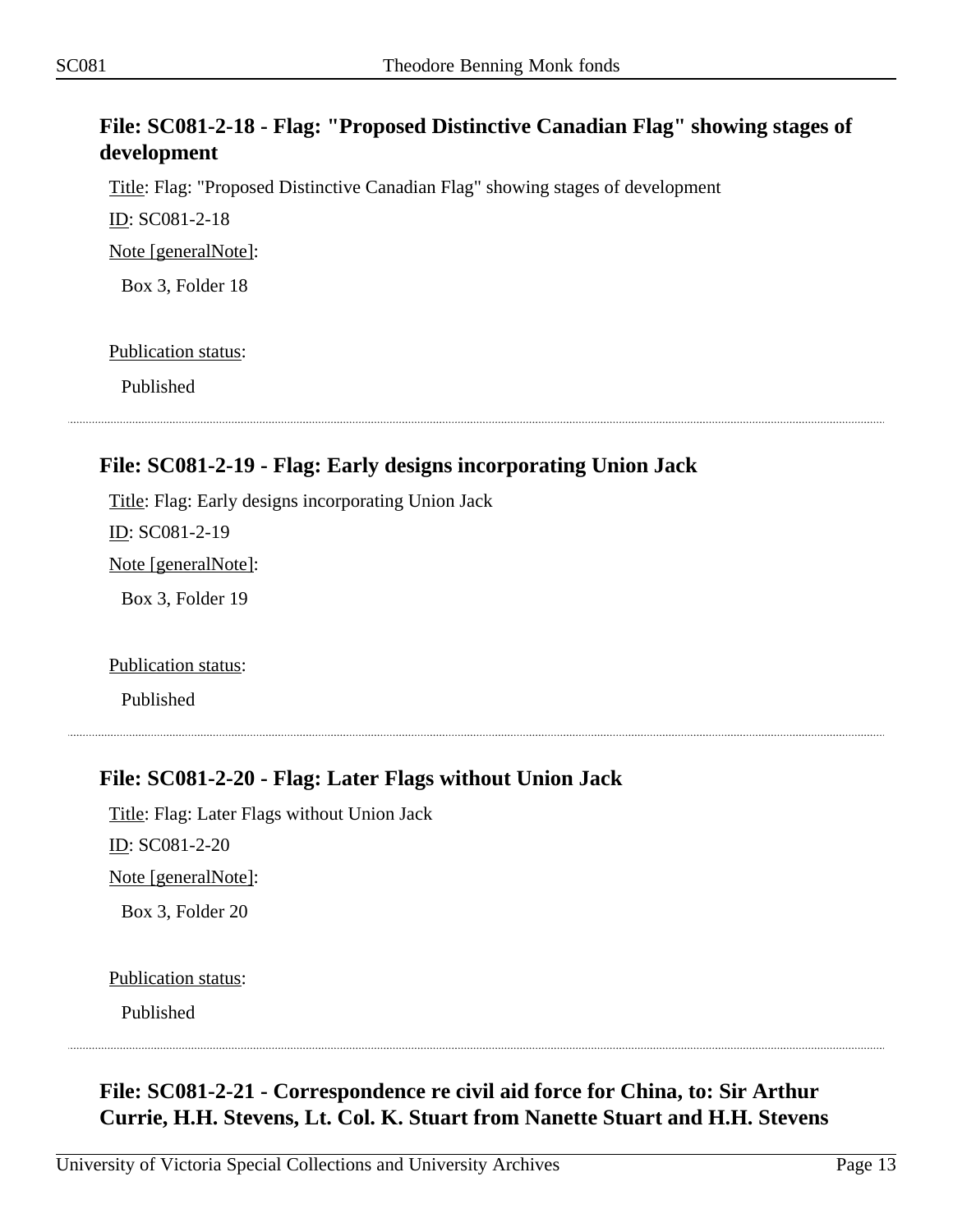### File: SC081-2-18 - Flag: "Proposed Distinctive Canadian Flag" showing stages of development

Title: Flag: "Proposed Distinctive Canadian Flag" showing stages of development

ID: SC081-2-18

Note [generalNote]:

Box 3, Folder 18

Publication status:

Published

---

### File: SC081-2-19 - Flag: Early designs incorporating Union Jack

Title: Flag: Early designs incorporating Union Jack

ID: SC081-2-19

Note [generalNote]:

Box 3, Folder 19

Publication status:

Published

---

### File: SC081-2-20 - Flag: Later Flags without Union Jack

Title: Flag: Later Flags without Union Jack

ID: SC081-2-20

Note [generalNote]:

Box 3, Folder 20

Publication status:

Published

---

### File: SC081-2-21 - Correspondence re civil aid force for China, to: Sir Arthur Currie, H.H. Stevens, Lt. Col. K. Stuart from Nanette Stuart and H.H. Stevens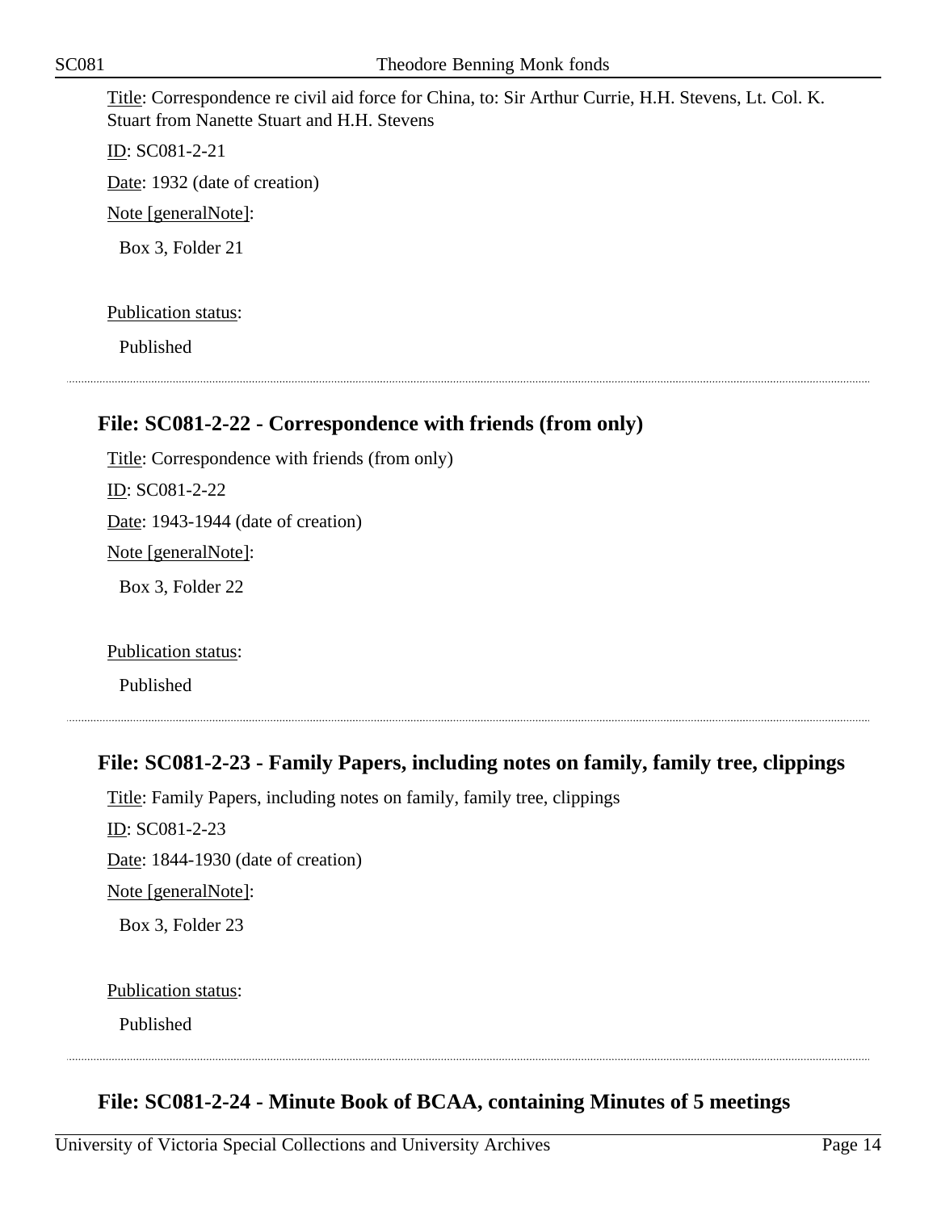Title: Correspondence re civil aid force for China, to: Sir Arthur Currie, H.H. Stevens, Lt. Col. K. Stuart from Nanette Stuart and H.H. Stevens

ID: SC081-2-21

Date: 1932 (date of creation)

Note [generalNote]:

Box 3, Folder 21

Publication status:

Published

---

### File: SC081-2-22 - Correspondence with friends (from only)

Title: Correspondence with friends (from only)

ID: SC081-2-22

Date: 1943-1944 (date of creation)

Note [generalNote]:

Box 3, Folder 22

Publication status:

Published

---

### File: SC081-2-23 - Family Papers, including notes on family, family tree, clippings

Title: Family Papers, including notes on family, family tree, clippings

ID: SC081-2-23

Date: 1844-1930 (date of creation)

Note [generalNote]:

Box 3, Folder 23

Publication status:

Published

---

### File: SC081-2-24 - Minute Book of BCAA, containing Minutes of 5 meetings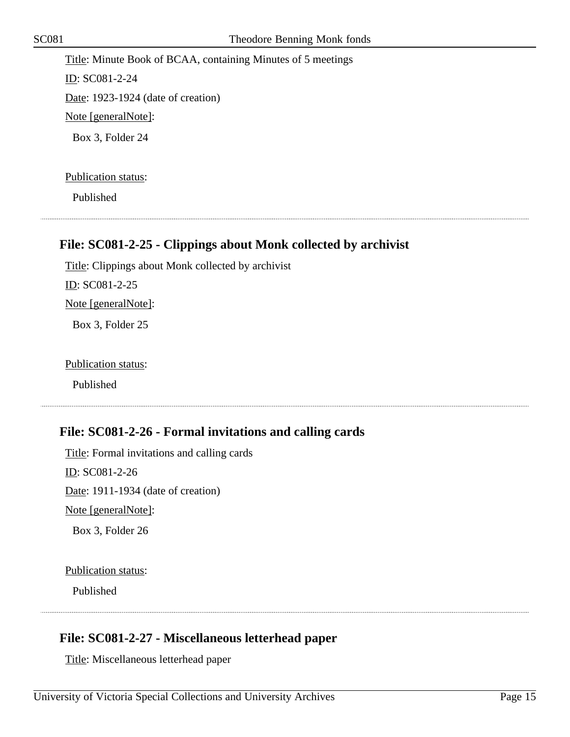Title: Minute Book of BCAA, containing Minutes of 5 meetings

ID: SC081-2-24

Date: 1923-1924 (date of creation)

Note [generalNote]:

Box 3, Folder 24

Publication status:

Published

---

## File: SC081-2-25 - Clippings about Monk collected by archivist

Title: Clippings about Monk collected by archivist

ID: SC081-2-25

Note [generalNote]:

Box 3, Folder 25

Publication status:

Published

---

## File: SC081-2-26 - Formal invitations and calling cards

Title: Formal invitations and calling cards

ID: SC081-2-26

Date: 1911-1934 (date of creation)

Note [generalNote]:

Box 3, Folder 26

Publication status:

Published

---

## File: SC081-2-27 - Miscellaneous letterhead paper

Title: Miscellaneous letterhead paper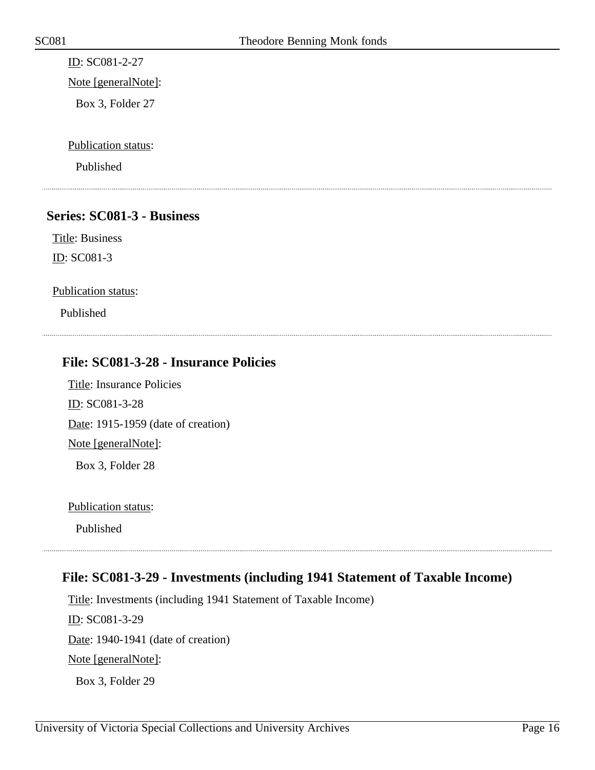ID: SC081-2-27

Note [generalNote]:

Box 3, Folder 27

Publication status:

Published

## Series: SC081-3 - Business

Title: Business

ID: SC081-3

Publication status:

Published

### File: SC081-3-28 - Insurance Policies

Title: Insurance Policies

ID: SC081-3-28

Date: 1915-1959 (date of creation)

Note [generalNote]:

Box 3, Folder 28

Publication status:

Published

### File: SC081-3-29 - Investments (including 1941 Statement of Taxable Income)

Title: Investments (including 1941 Statement of Taxable Income)

ID: SC081-3-29

Date: 1940-1941 (date of creation)

Note [generalNote]:

Box 3, Folder 29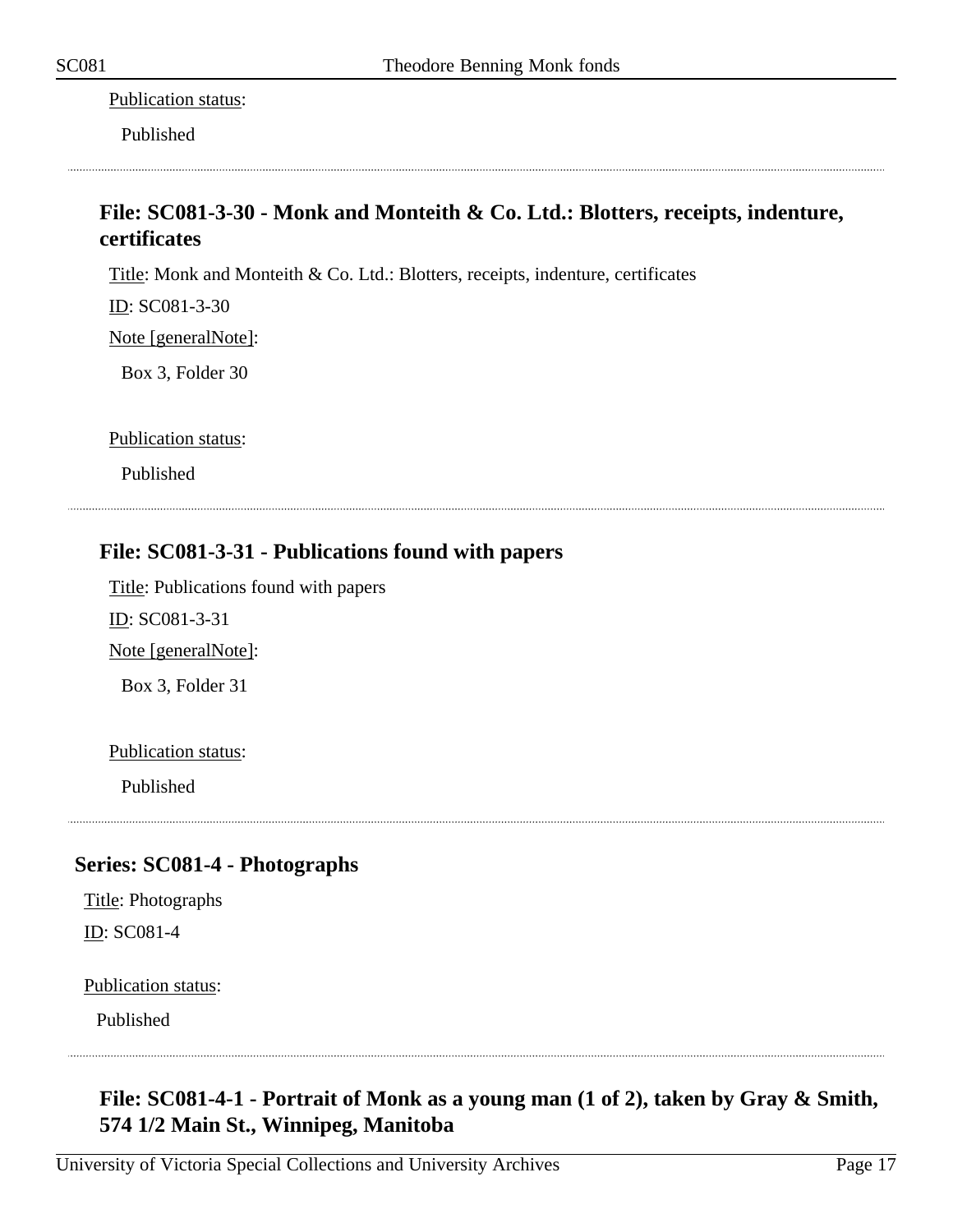Publication status:

Published

---

### File: SC081-3-30 - Monk and Monteith & Co. Ltd.: Blotters, receipts, indenture, certificates

Title: Monk and Monteith & Co. Ltd.: Blotters, receipts, indenture, certificates

ID: SC081-3-30

Note [generalNote]:

Box 3, Folder 30

Publication status:

Published

---

### File: SC081-3-31 - Publications found with papers

Title: Publications found with papers

ID: SC081-3-31

Note [generalNote]:

Box 3, Folder 31

Publication status:

Published

---

## Series: SC081-4 - Photographs

Title: Photographs

ID: SC081-4

Publication status:

Published

---

### File: SC081-4-1 - Portrait of Monk as a young man (1 of 2), taken by Gray & Smith, 574 1/2 Main St., Winnipeg, Manitoba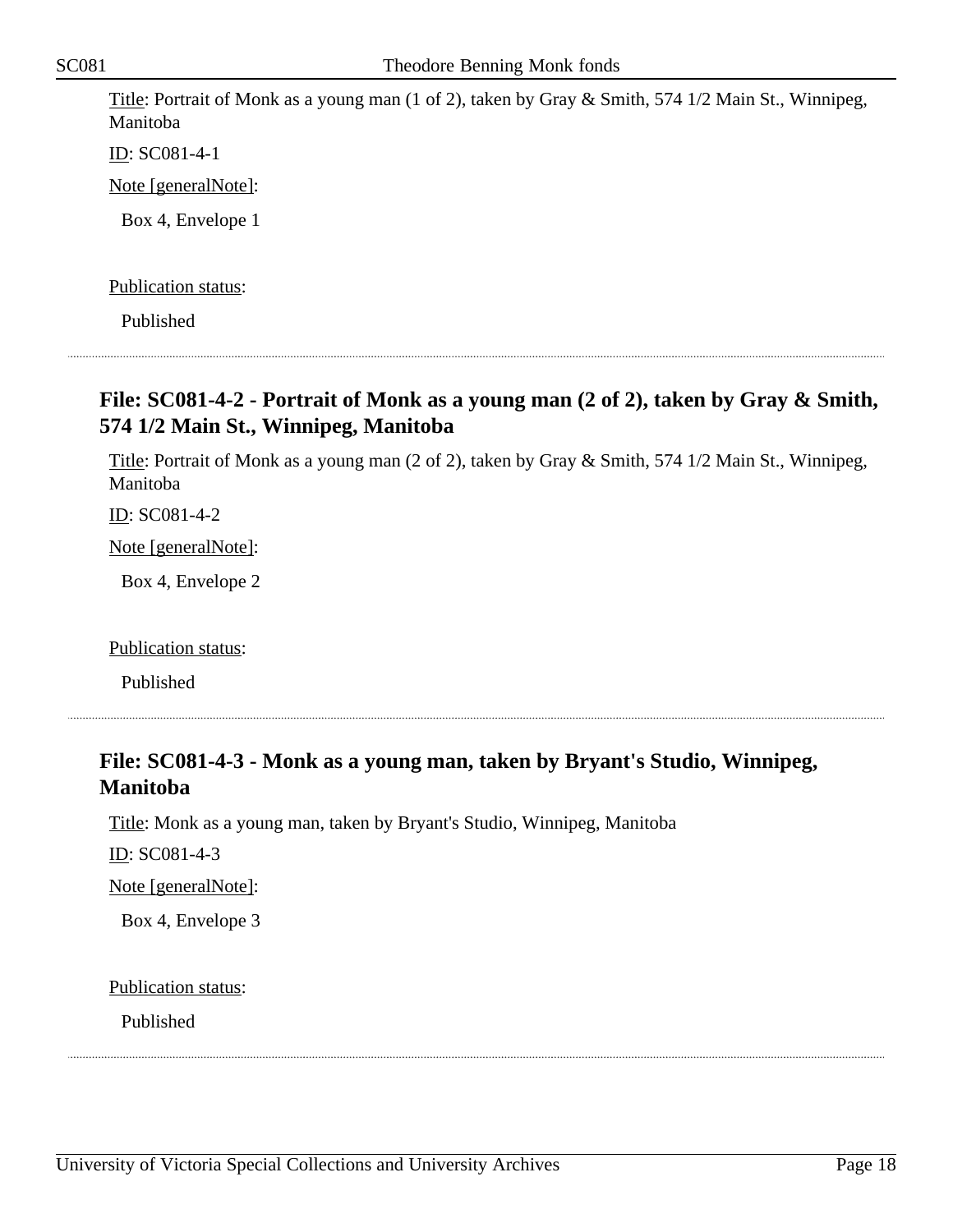Title: Portrait of Monk as a young man (1 of 2), taken by Gray & Smith, 574 1/2 Main St., Winnipeg, Manitoba

ID: SC081-4-1

Note [generalNote]:

Box 4, Envelope 1

Publication status:

Published

---

### File: SC081-4-2 - Portrait of Monk as a young man (2 of 2), taken by Gray & Smith, 574 1/2 Main St., Winnipeg, Manitoba

Title: Portrait of Monk as a young man (2 of 2), taken by Gray & Smith, 574 1/2 Main St., Winnipeg, Manitoba

ID: SC081-4-2

Note [generalNote]:

Box 4, Envelope 2

Publication status:

Published

---

### File: SC081-4-3 - Monk as a young man, taken by Bryant's Studio, Winnipeg, Manitoba

Title: Monk as a young man, taken by Bryant's Studio, Winnipeg, Manitoba

ID: SC081-4-3

Note [generalNote]:

Box 4, Envelope 3

Publication status:

Published

---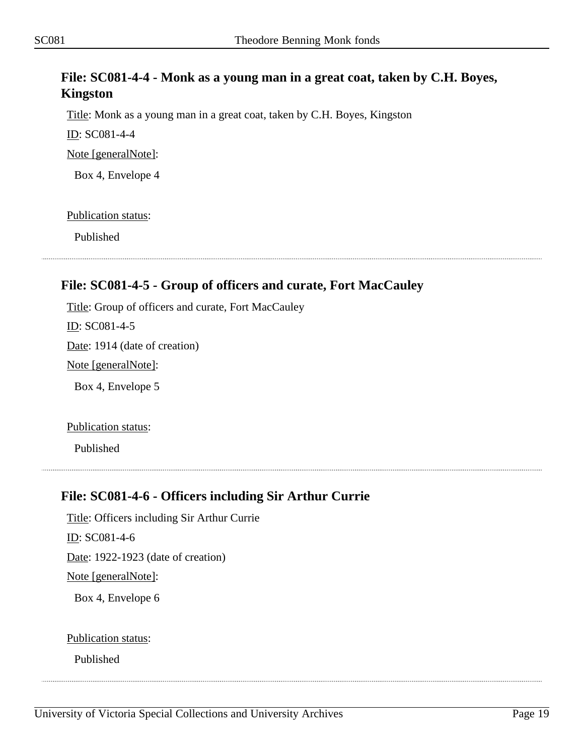### File: SC081-4-4 - Monk as a young man in a great coat, taken by C.H. Boyes, Kingston

Title: Monk as a young man in a great coat, taken by C.H. Boyes, Kingston

ID: SC081-4-4

Note [generalNote]:

Box 4, Envelope 4

Publication status:

Published

---

### File: SC081-4-5 - Group of officers and curate, Fort MacCauley

Title: Group of officers and curate, Fort MacCauley

ID: SC081-4-5

Date: 1914 (date of creation)

Note [generalNote]:

Box 4, Envelope 5

Publication status:

Published

---

### File: SC081-4-6 - Officers including Sir Arthur Currie

Title: Officers including Sir Arthur Currie

ID: SC081-4-6

Date: 1922-1923 (date of creation)

Note [generalNote]:

Box 4, Envelope 6

Publication status:

Published

---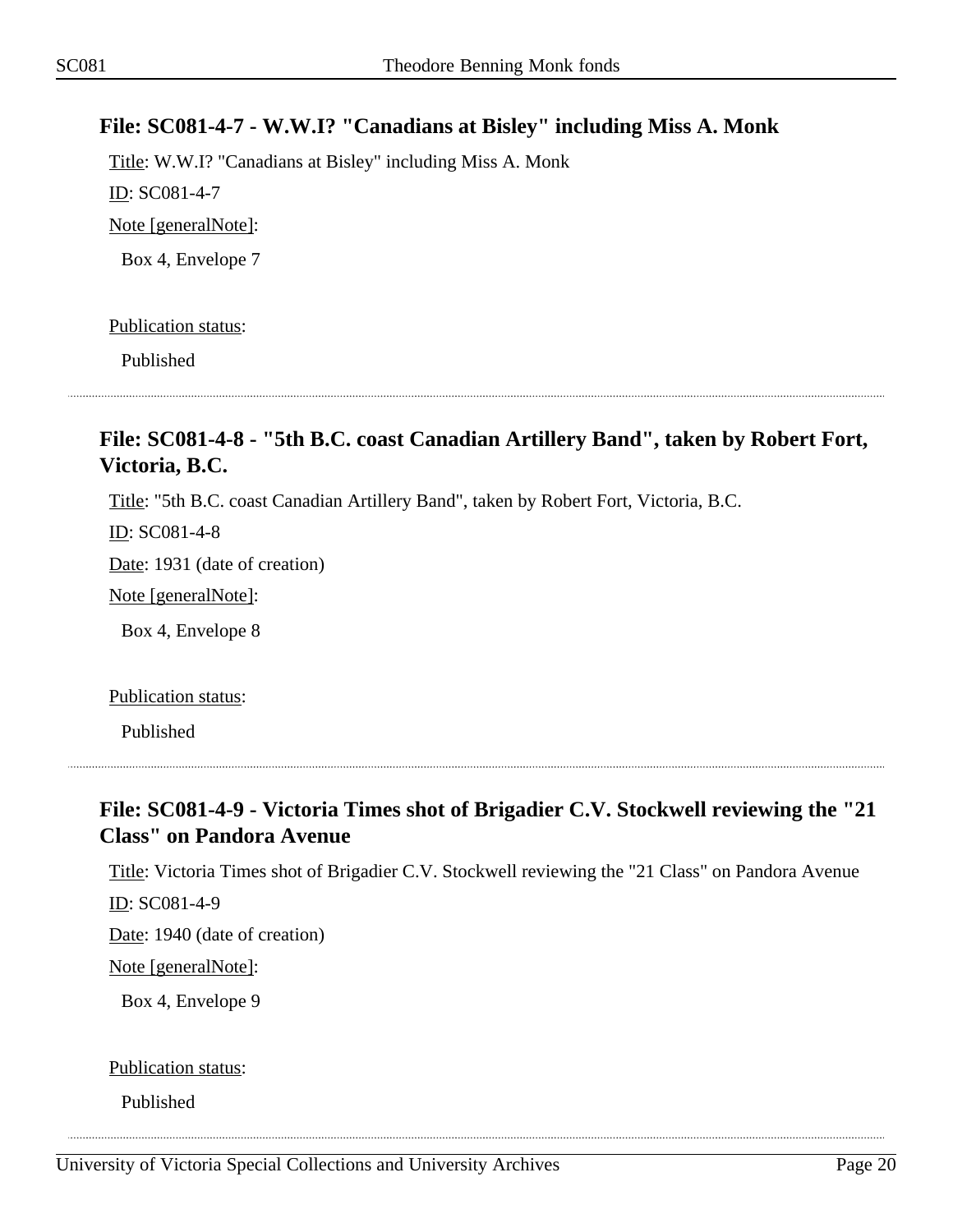### File: SC081-4-7 - W.W.I? "Canadians at Bisley" including Miss A. Monk

Title: W.W.I? "Canadians at Bisley" including Miss A. Monk

ID: SC081-4-7

Note [generalNote]:

Box 4, Envelope 7

Publication status:

Published

---

### File: SC081-4-8 - "5th B.C. coast Canadian Artillery Band", taken by Robert Fort, Victoria, B.C.

Title: "5th B.C. coast Canadian Artillery Band", taken by Robert Fort, Victoria, B.C.

ID: SC081-4-8

Date: 1931 (date of creation)

Note [generalNote]:

Box 4, Envelope 8

Publication status:

Published

---

### File: SC081-4-9 - Victoria Times shot of Brigadier C.V. Stockwell reviewing the "21 Class" on Pandora Avenue

Title: Victoria Times shot of Brigadier C.V. Stockwell reviewing the "21 Class" on Pandora Avenue

ID: SC081-4-9

Date: 1940 (date of creation)

Note [generalNote]:

Box 4, Envelope 9

Publication status:

Published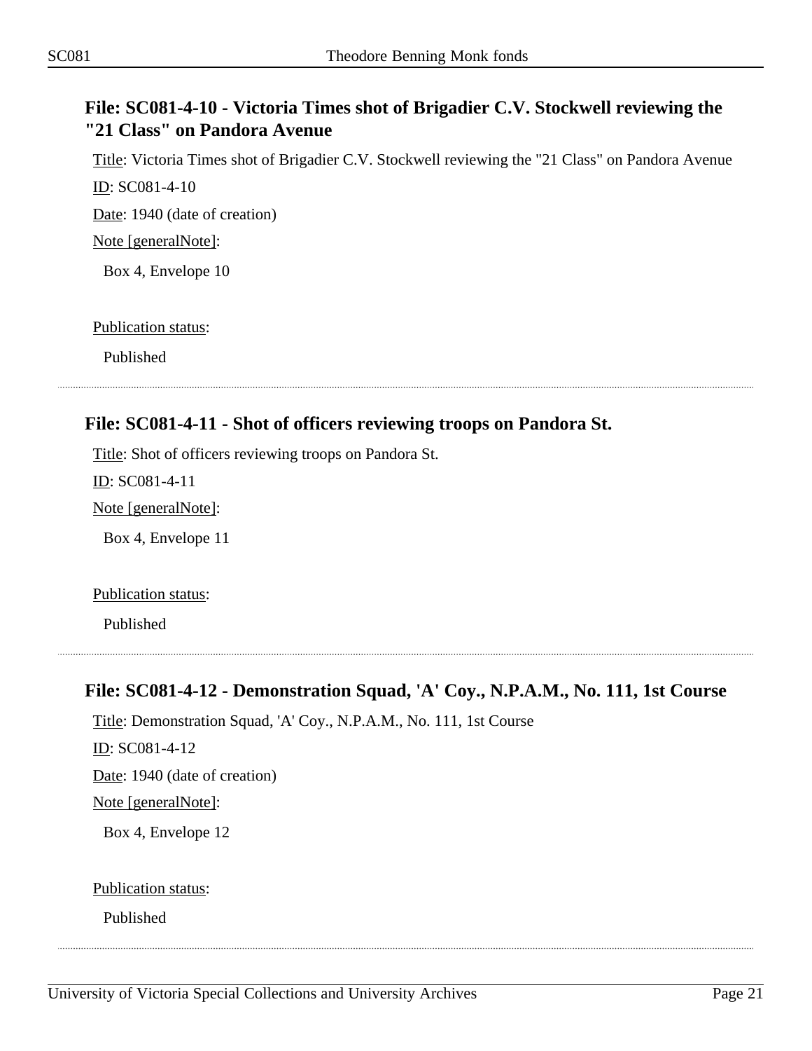## File: SC081-4-10 - Victoria Times shot of Brigadier C.V. Stockwell reviewing the "21 Class" on Pandora Avenue

Title: Victoria Times shot of Brigadier C.V. Stockwell reviewing the "21 Class" on Pandora Avenue

ID: SC081-4-10

Date: 1940 (date of creation)

Note [generalNote]:

Box 4, Envelope 10

Publication status:

Published

---

## File: SC081-4-11 - Shot of officers reviewing troops on Pandora St.

Title: Shot of officers reviewing troops on Pandora St.

ID: SC081-4-11

Note [generalNote]:

Box 4, Envelope 11

Publication status:

Published

---

## File: SC081-4-12 - Demonstration Squad, 'A' Coy., N.P.A.M., No. 111, 1st Course

Title: Demonstration Squad, 'A' Coy., N.P.A.M., No. 111, 1st Course

ID: SC081-4-12

Date: 1940 (date of creation)

Note [generalNote]:

Box 4, Envelope 12

Publication status:

Published

---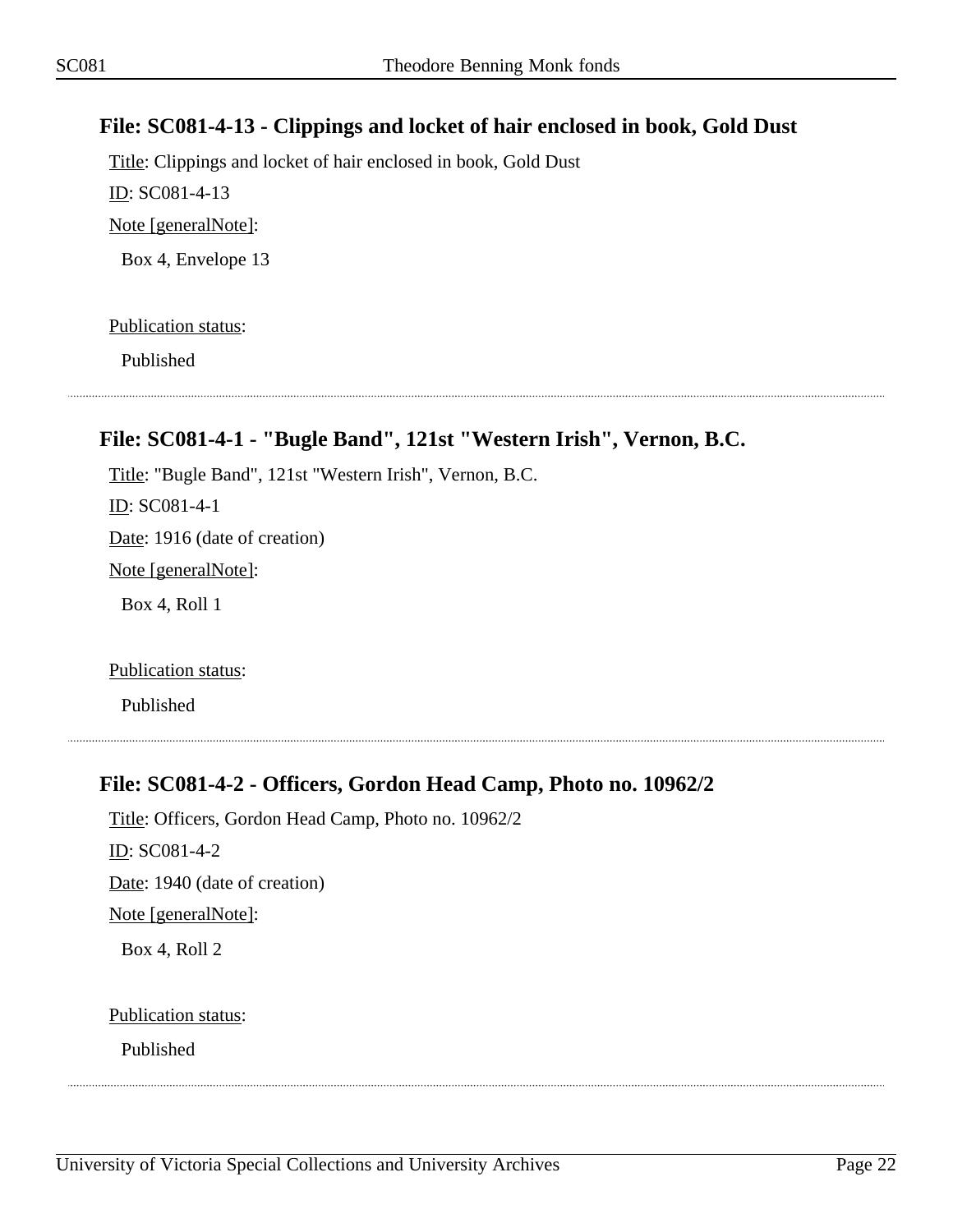## File: SC081-4-13 - Clippings and locket of hair enclosed in book, Gold Dust

Title: Clippings and locket of hair enclosed in book, Gold Dust

ID: SC081-4-13

Note [generalNote]:

Box 4, Envelope 13

Publication status:

Published

## File: SC081-4-1 - "Bugle Band", 121st "Western Irish", Vernon, B.C.

Title: "Bugle Band", 121st "Western Irish", Vernon, B.C.

ID: SC081-4-1

Date: 1916 (date of creation)

Note [generalNote]:

Box 4, Roll 1

Publication status:

Published

## File: SC081-4-2 - Officers, Gordon Head Camp, Photo no. 10962/2

Title: Officers, Gordon Head Camp, Photo no. 10962/2

ID: SC081-4-2

Date: 1940 (date of creation)

Note [generalNote]:

Box 4, Roll 2

Publication status:

Published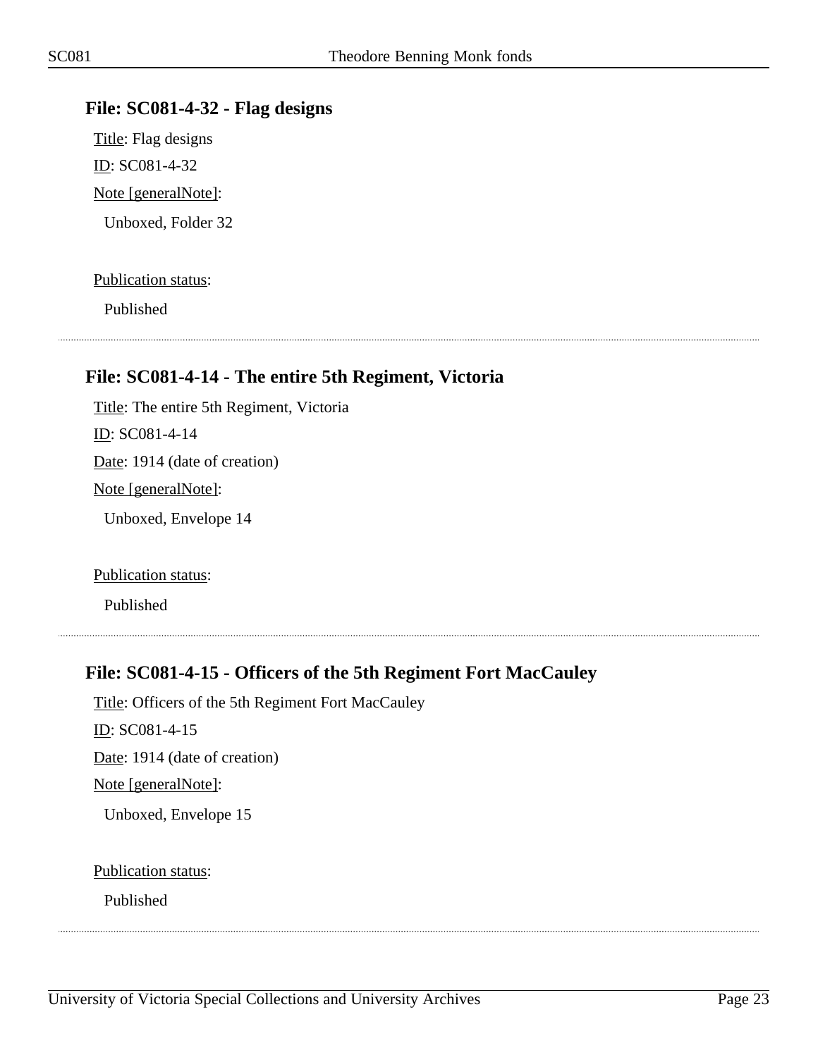### File: SC081-4-32 - Flag designs

Title: Flag designs

ID: SC081-4-32

Note [generalNote]:

Unboxed, Folder 32

Publication status:

Published

---

### File: SC081-4-14 - The entire 5th Regiment, Victoria

Title: The entire 5th Regiment, Victoria

ID: SC081-4-14

Date: 1914 (date of creation)

Note [generalNote]:

Unboxed, Envelope 14

Publication status:

Published

---

### File: SC081-4-15 - Officers of the 5th Regiment Fort MacCauley

Title: Officers of the 5th Regiment Fort MacCauley

ID: SC081-4-15

Date: 1914 (date of creation)

Note [generalNote]:

Unboxed, Envelope 15

Publication status:

Published

---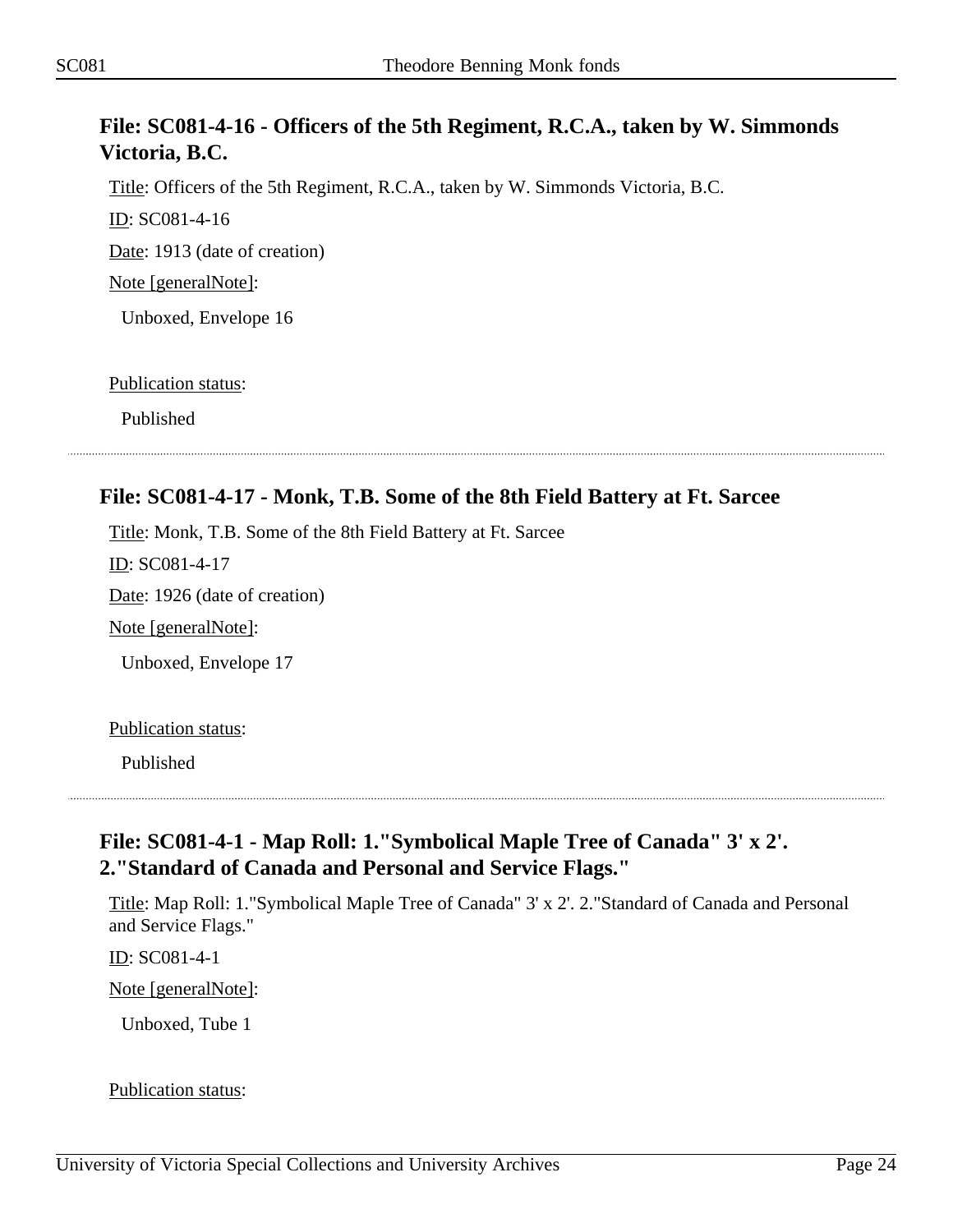### File: SC081-4-16 - Officers of the 5th Regiment, R.C.A., taken by W. Simmonds Victoria, B.C.

Title: Officers of the 5th Regiment, R.C.A., taken by W. Simmonds Victoria, B.C.

ID: SC081-4-16

Date: 1913 (date of creation)

Note [generalNote]:

Unboxed, Envelope 16

Publication status:

Published

---

### File: SC081-4-17 - Monk, T.B. Some of the 8th Field Battery at Ft. Sarcee

Title: Monk, T.B. Some of the 8th Field Battery at Ft. Sarcee

ID: SC081-4-17

Date: 1926 (date of creation)

Note [generalNote]:

Unboxed, Envelope 17

Publication status:

Published

---

### File: SC081-4-1 - Map Roll: 1."Symbolical Maple Tree of Canada" 3' x 2'. 2."Standard of Canada and Personal and Service Flags."

Title: Map Roll: 1."Symbolical Maple Tree of Canada" 3' x 2'. 2."Standard of Canada and Personal and Service Flags."

ID: SC081-4-1

Note [generalNote]:

Unboxed, Tube 1

Publication status: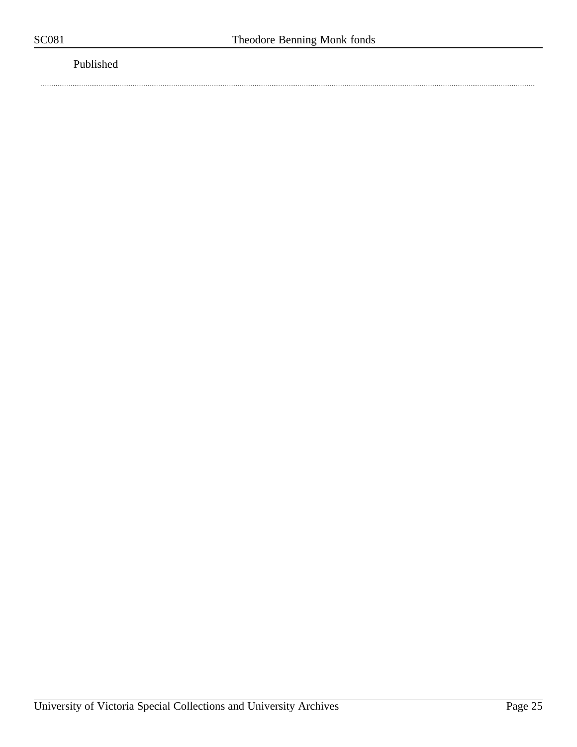Published